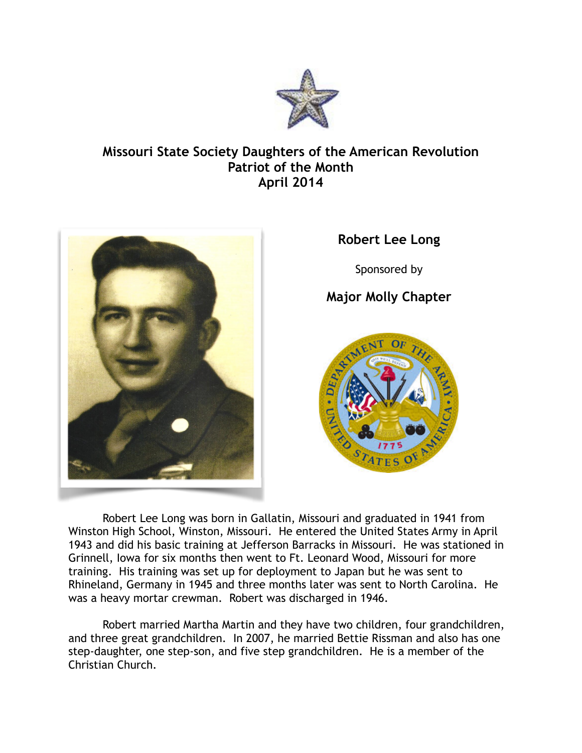# Missouri State Society Daughters of the American Revolution
## Patriot of the Month
## April 2014

**Robert Lee Long**

Sponsored by

**Major Molly Chapter**

Robert Lee Long was born in Gallatin, Missouri and graduated in 1941 from Winston High School, Winston, Missouri. He entered the United States Army in April 1943 and did his basic training at Jefferson Barracks in Missouri. He was stationed in Grinnell, Iowa for six months then went to Ft. Leonard Wood, Missouri for more training. His training was set up for deployment to Japan but he was sent to Rhineland, Germany in 1945 and three months later was sent to North Carolina. He was a heavy mortar crewman. Robert was discharged in 1946.

Robert married Martha Martin and they have two children, four grandchildren, and three great grandchildren. In 2007, he married Bettie Rissman and also has one step-daughter, one step-son, and five step grandchildren. He is a member of the Christian Church.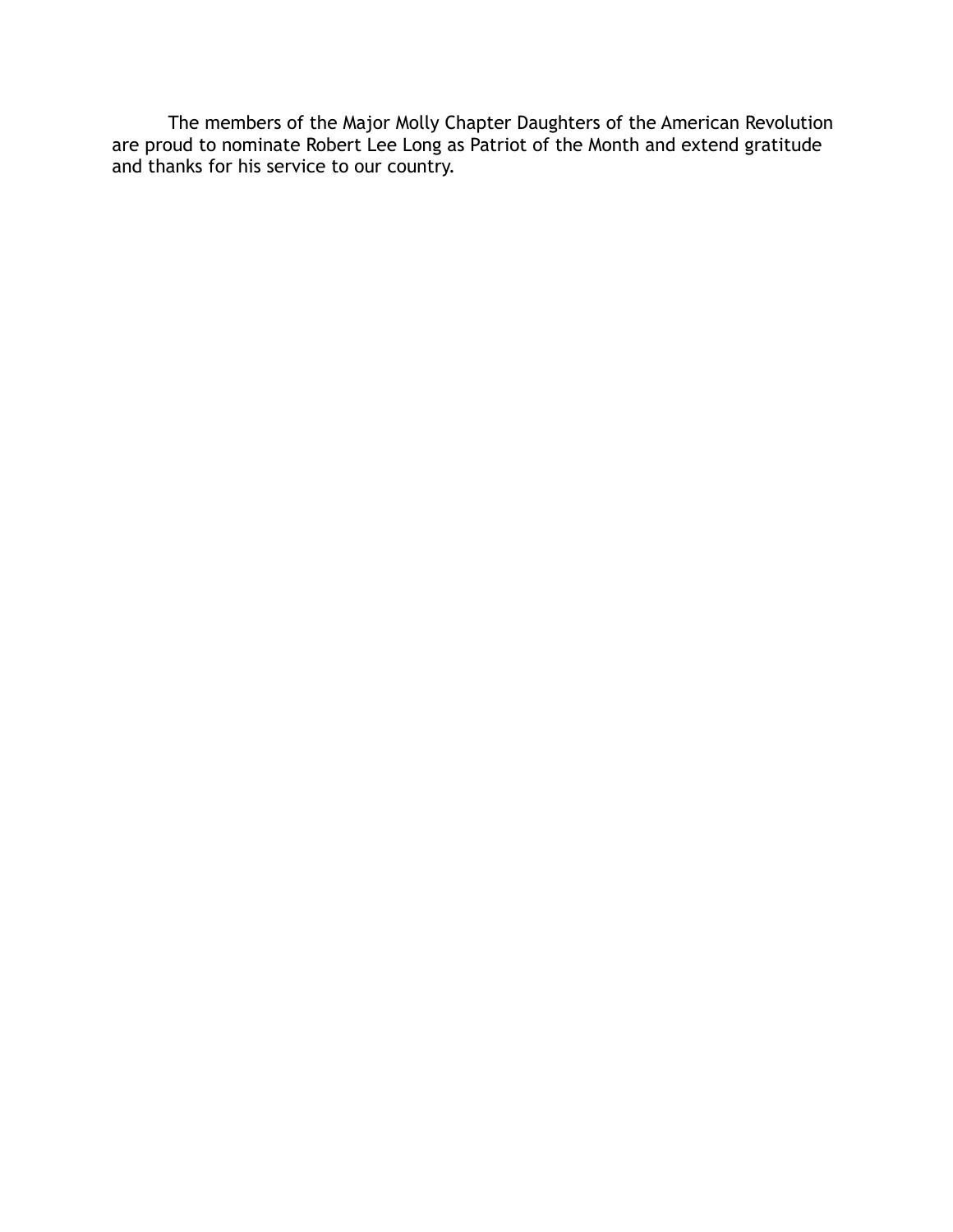The members of the Major Molly Chapter Daughters of the American Revolution are proud to nominate Robert Lee Long as Patriot of the Month and extend gratitude and thanks for his service to our country.